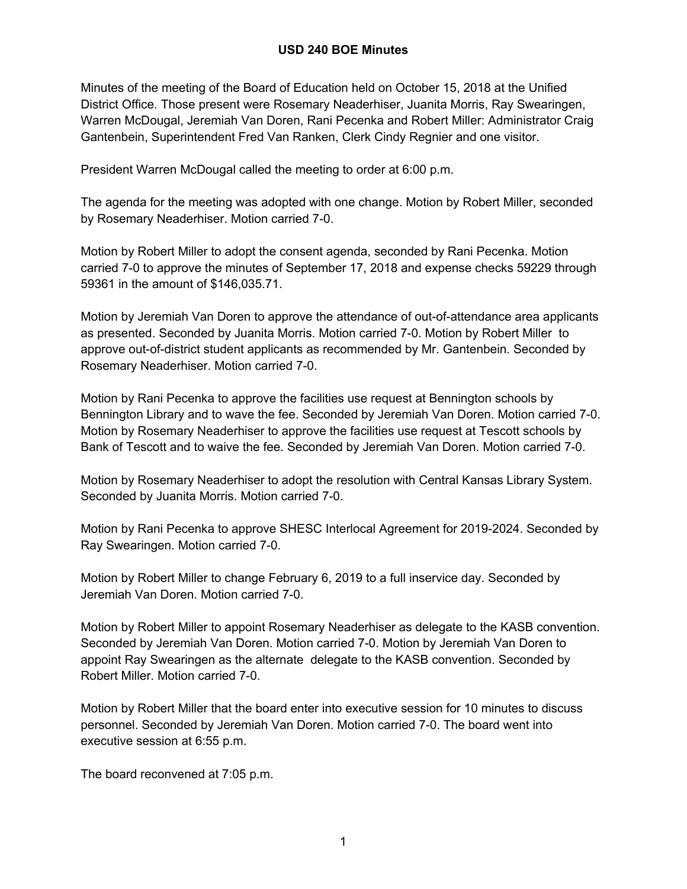# USD 240 BOE Minutes

Minutes of the meeting of the Board of Education held on October 15, 2018 at the Unified District Office. Those present were Rosemary Neaderhiser, Juanita Morris, Ray Swearingen, Warren McDougal, Jeremiah Van Doren, Rani Pecenka and Robert Miller: Administrator Craig Gantenbein, Superintendent Fred Van Ranken, Clerk Cindy Regnier and one visitor.

President Warren McDougal called the meeting to order at 6:00 p.m.

The agenda for the meeting was adopted with one change. Motion by Robert Miller, seconded by Rosemary Neaderhiser. Motion carried 7-0.

Motion by Robert Miller to adopt the consent agenda, seconded by Rani Pecenka. Motion carried 7-0 to approve the minutes of September 17, 2018 and expense checks 59229 through 59361 in the amount of $146,035.71.

Motion by Jeremiah Van Doren to approve the attendance of out-of-attendance area applicants as presented. Seconded by Juanita Morris. Motion carried 7-0. Motion by Robert Miller to approve out-of-district student applicants as recommended by Mr. Gantenbein. Seconded by Rosemary Neaderhiser. Motion carried 7-0.

Motion by Rani Pecenka to approve the facilities use request at Bennington schools by Bennington Library and to wave the fee. Seconded by Jeremiah Van Doren. Motion carried 7-0. Motion by Rosemary Neaderhiser to approve the facilities use request at Tescott schools by Bank of Tescott and to waive the fee. Seconded by Jeremiah Van Doren. Motion carried 7-0.

Motion by Rosemary Neaderhiser to adopt the resolution with Central Kansas Library System. Seconded by Juanita Morris. Motion carried 7-0.

Motion by Rani Pecenka to approve SHESC Interlocal Agreement for 2019-2024. Seconded by Ray Swearingen. Motion carried 7-0.

Motion by Robert Miller to change February 6, 2019 to a full inservice day. Seconded by Jeremiah Van Doren. Motion carried 7-0.

Motion by Robert Miller to appoint Rosemary Neaderhiser as delegate to the KASB convention. Seconded by Jeremiah Van Doren. Motion carried 7-0. Motion by Jeremiah Van Doren to appoint Ray Swearingen as the alternate delegate to the KASB convention. Seconded by Robert Miller. Motion carried 7-0.

Motion by Robert Miller that the board enter into executive session for 10 minutes to discuss personnel. Seconded by Jeremiah Van Doren. Motion carried 7-0. The board went into executive session at 6:55 p.m.

The board reconvened at 7:05 p.m.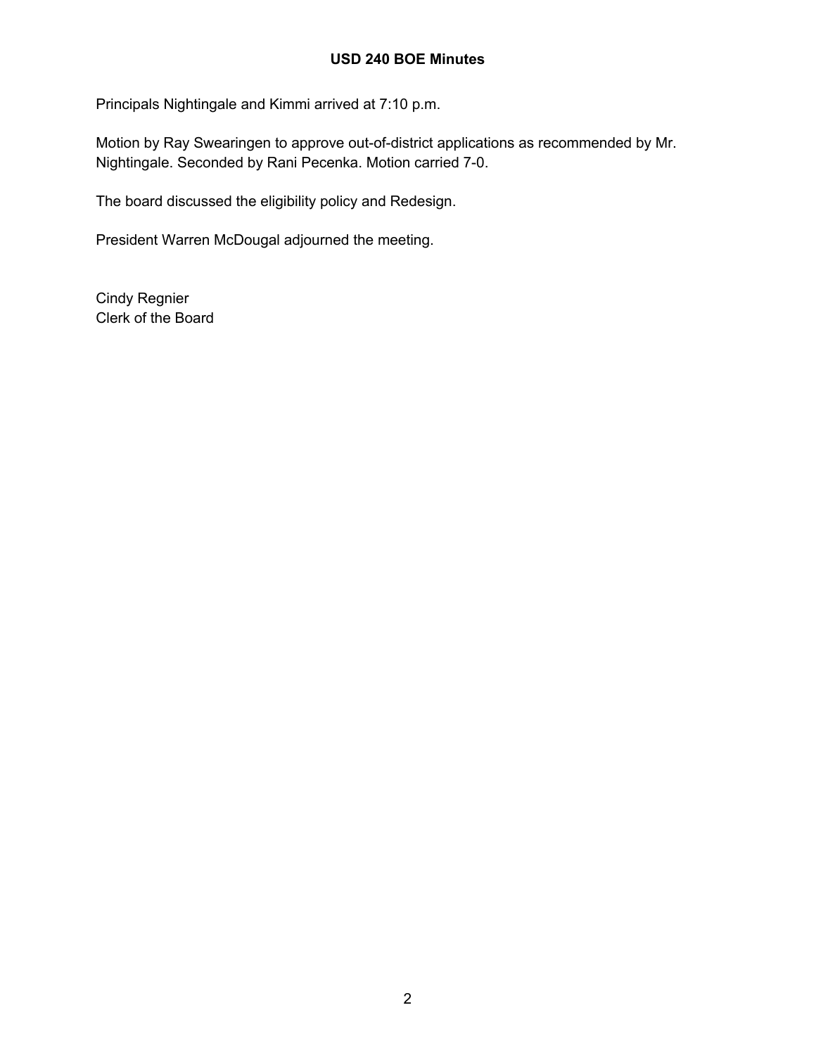Principals Nightingale and Kimmi arrived at 7:10 p.m.

Motion by Ray Swearingen to approve out-of-district applications as recommended by Mr. Nightingale. Seconded by Rani Pecenka. Motion carried 7-0.

The board discussed the eligibility policy and Redesign.

President Warren McDougal adjourned the meeting.

Cindy Regnier
Clerk of the Board